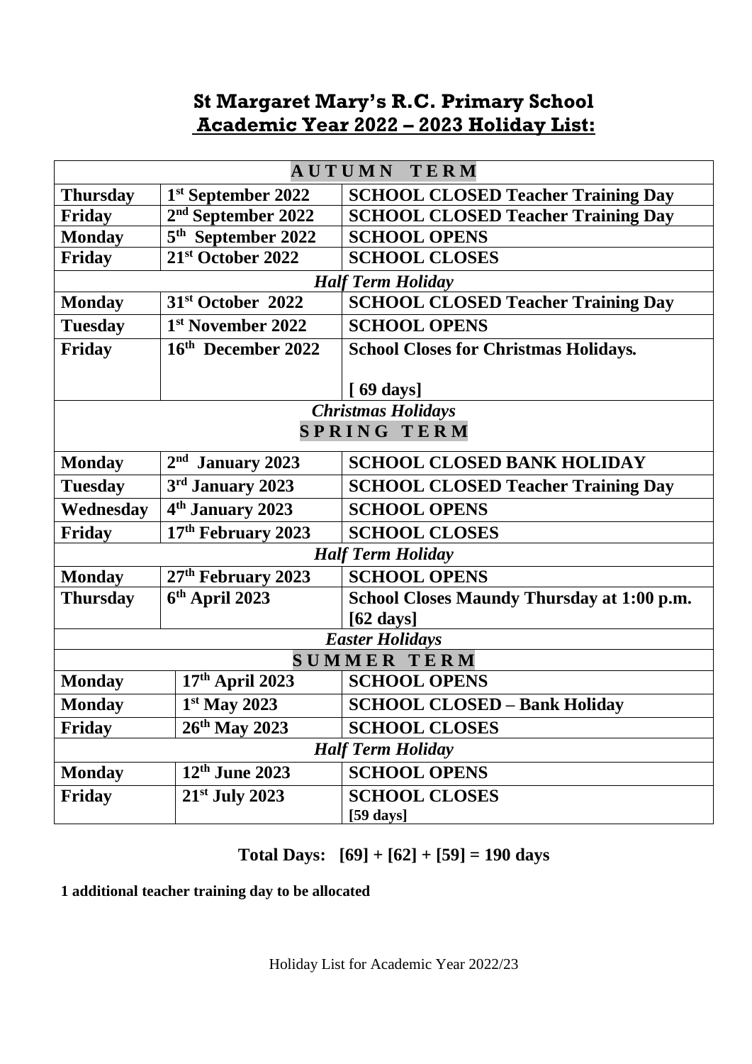# St Margaret Mary's R.C. Primary School
## Academic Year 2022 – 2023 Holiday List:

| AUTUMN TERM | | |
|---|---|---|
| **Thursday** | **1st September 2022** | **SCHOOL CLOSED Teacher Training Day** |
| **Friday** | **2nd September 2022** | **SCHOOL CLOSED Teacher Training Day** |
| **Monday** | **5th September 2022** | **SCHOOL OPENS** |
| **Friday** | **21st October 2022** | **SCHOOL CLOSES** |
| ***Half Term Holiday*** | | |
| **Monday** | **31st October 2022** | **SCHOOL CLOSED Teacher Training Day** |
| **Tuesday** | **1st November 2022** | **SCHOOL OPENS** |
| **Friday** | **16th December 2022** | **School Closes for Christmas Holidays.** **[ 69 days]** |
| ***Christmas Holidays*** | | |
| **SPRING TERM** | | |
| **Monday** | **2nd January 2023** | **SCHOOL CLOSED BANK HOLIDAY** |
| **Tuesday** | **3rd January 2023** | **SCHOOL CLOSED Teacher Training Day** |
| **Wednesday** | **4th January 2023** | **SCHOOL OPENS** |
| **Friday** | **17th February 2023** | **SCHOOL CLOSES** |
| ***Half Term Holiday*** | | |
| **Monday** | **27th February 2023** | **SCHOOL OPENS** |
| **Thursday** | **6th April 2023** | **School Closes Maundy Thursday at 1:00 p.m.** **[62 days]** |
| ***Easter Holidays*** | | |
| **SUMMER TERM** | | |
| **Monday** | **17th April 2023** | **SCHOOL OPENS** |
| **Monday** | **1st May 2023** | **SCHOOL CLOSED – Bank Holiday** |
| **Friday** | **26th May 2023** | **SCHOOL CLOSES** |
| ***Half Term Holiday*** | | |
| **Monday** | **12th June 2023** | **SCHOOL OPENS** |
| **Friday** | **21st July 2023** | **SCHOOL CLOSES** **[59 days]** |

**Total Days: [69] + [62] + [59] = 190 days**

**1 additional teacher training day to be allocated**

Holiday List for Academic Year 2022/23